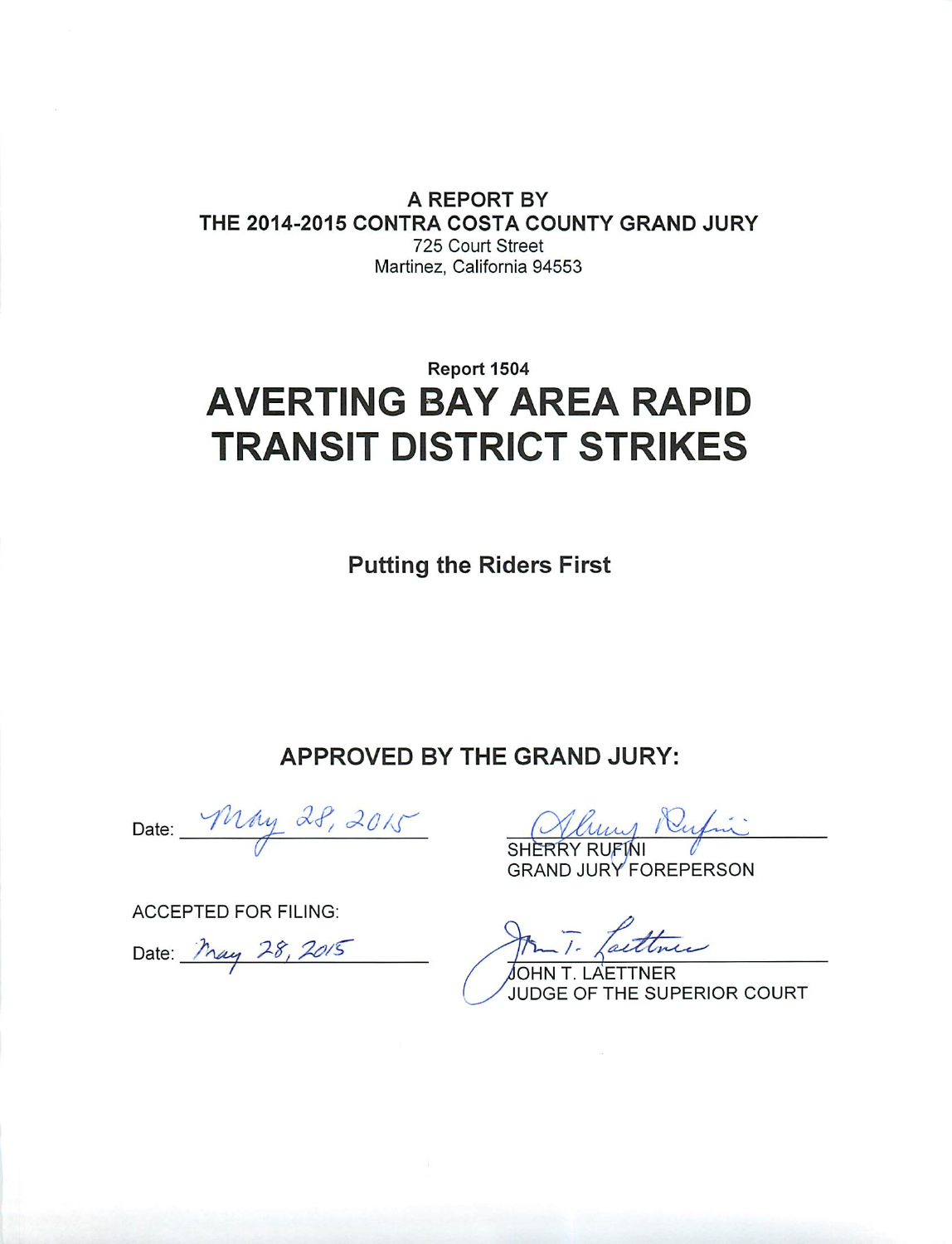**A REPORT BY**
**THE 2014-2015 CONTRA COSTA COUNTY GRAND JURY**
725 Court Street
Martinez, California 94553

**Report 1504**

# AVERTING BAY AREA RAPID TRANSIT DISTRICT STRIKES

## Putting the Riders First

## APPROVED BY THE GRAND JURY:

Date: May 28, 2015

SHERRY RUFINI
GRAND JURY FOREPERSON

ACCEPTED FOR FILING:

Date: May 28, 2015

JOHN T. LAETTNER
JUDGE OF THE SUPERIOR COURT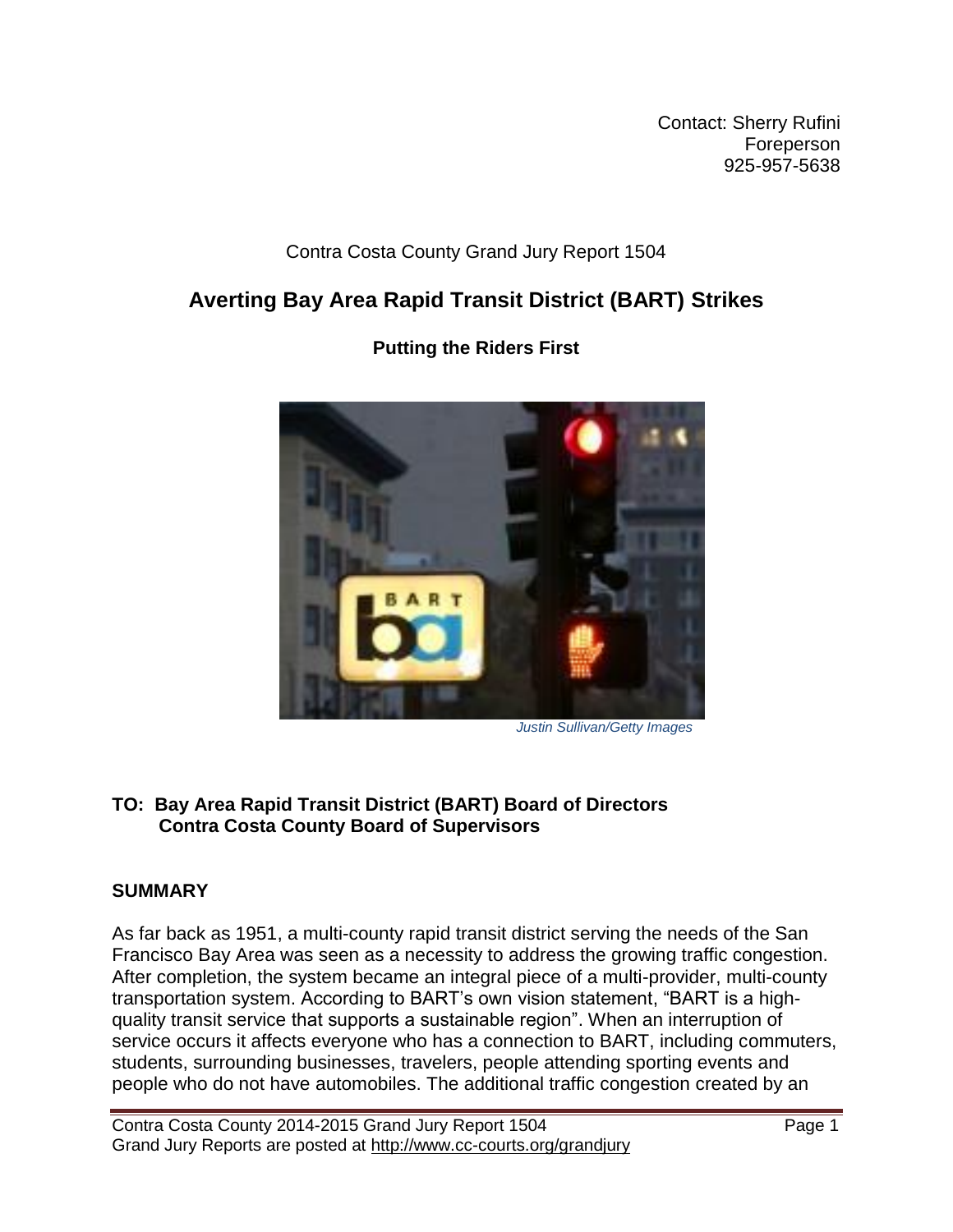Contact: Sherry Rufini
Foreperson
925-957-5638

Contra Costa County Grand Jury Report 1504

# Averting Bay Area Rapid Transit District (BART) Strikes

## Putting the Riders First

*Justin Sullivan/Getty Images*

**TO: Bay Area Rapid Transit District (BART) Board of Directors**
**Contra Costa County Board of Supervisors**

## SUMMARY

As far back as 1951, a multi-county rapid transit district serving the needs of the San Francisco Bay Area was seen as a necessity to address the growing traffic congestion. After completion, the system became an integral piece of a multi-provider, multi-county transportation system. According to BART's own vision statement, "BART is a high-quality transit service that supports a sustainable region". When an interruption of service occurs it affects everyone who has a connection to BART, including commuters, students, surrounding businesses, travelers, people attending sporting events and people who do not have automobiles. The additional traffic congestion created by an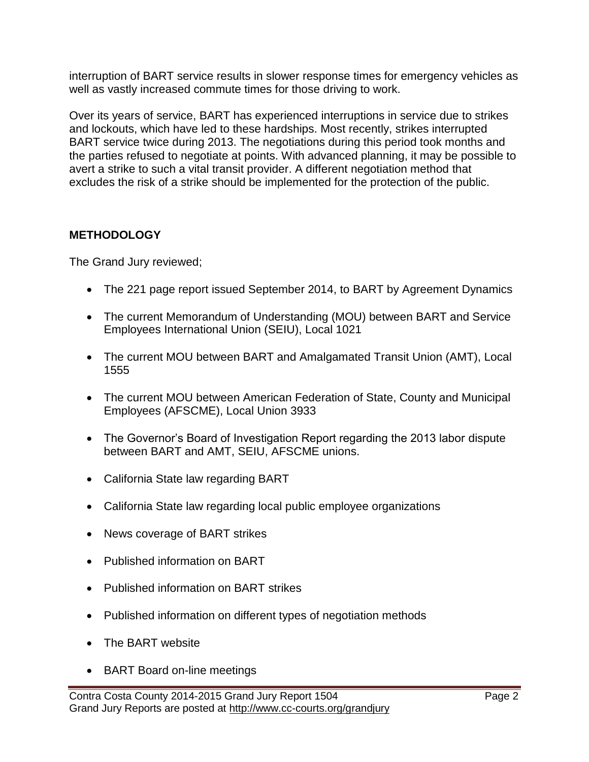interruption of BART service results in slower response times for emergency vehicles as well as vastly increased commute times for those driving to work.

Over its years of service, BART has experienced interruptions in service due to strikes and lockouts, which have led to these hardships. Most recently, strikes interrupted BART service twice during 2013. The negotiations during this period took months and the parties refused to negotiate at points. With advanced planning, it may be possible to avert a strike to such a vital transit provider. A different negotiation method that excludes the risk of a strike should be implemented for the protection of the public.

## METHODOLOGY

The Grand Jury reviewed;

- The 221 page report issued September 2014, to BART by Agreement Dynamics
- The current Memorandum of Understanding (MOU) between BART and Service Employees International Union (SEIU), Local 1021
- The current MOU between BART and Amalgamated Transit Union (AMT), Local 1555
- The current MOU between American Federation of State, County and Municipal Employees (AFSCME), Local Union 3933
- The Governor's Board of Investigation Report regarding the 2013 labor dispute between BART and AMT, SEIU, AFSCME unions.
- California State law regarding BART
- California State law regarding local public employee organizations
- News coverage of BART strikes
- Published information on BART
- Published information on BART strikes
- Published information on different types of negotiation methods
- The BART website
- BART Board on-line meetings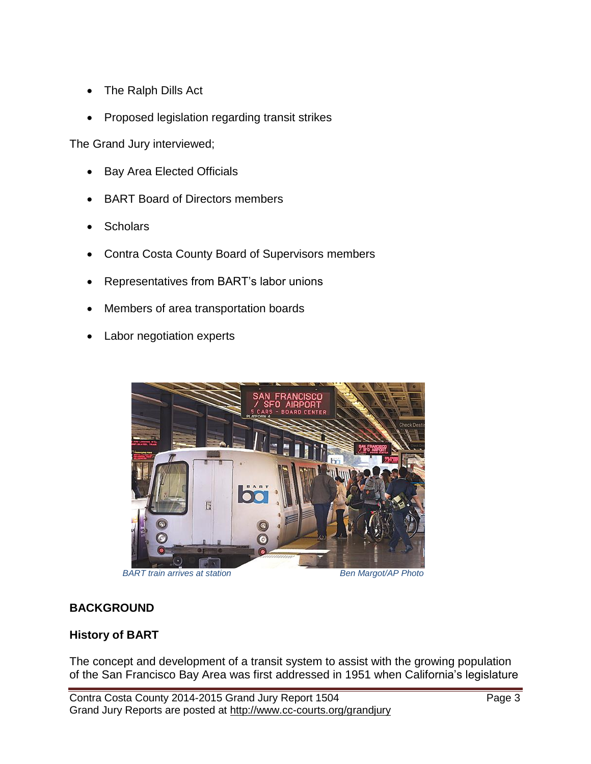- The Ralph Dills Act
- Proposed legislation regarding transit strikes

The Grand Jury interviewed;

- Bay Area Elected Officials
- BART Board of Directors members
- Scholars
- Contra Costa County Board of Supervisors members
- Representatives from BART's labor unions
- Members of area transportation boards
- Labor negotiation experts

*BART train arrives at station* *Ben Margot/AP Photo*

## BACKGROUND

### History of BART

The concept and development of a transit system to assist with the growing population of the San Francisco Bay Area was first addressed in 1951 when California's legislature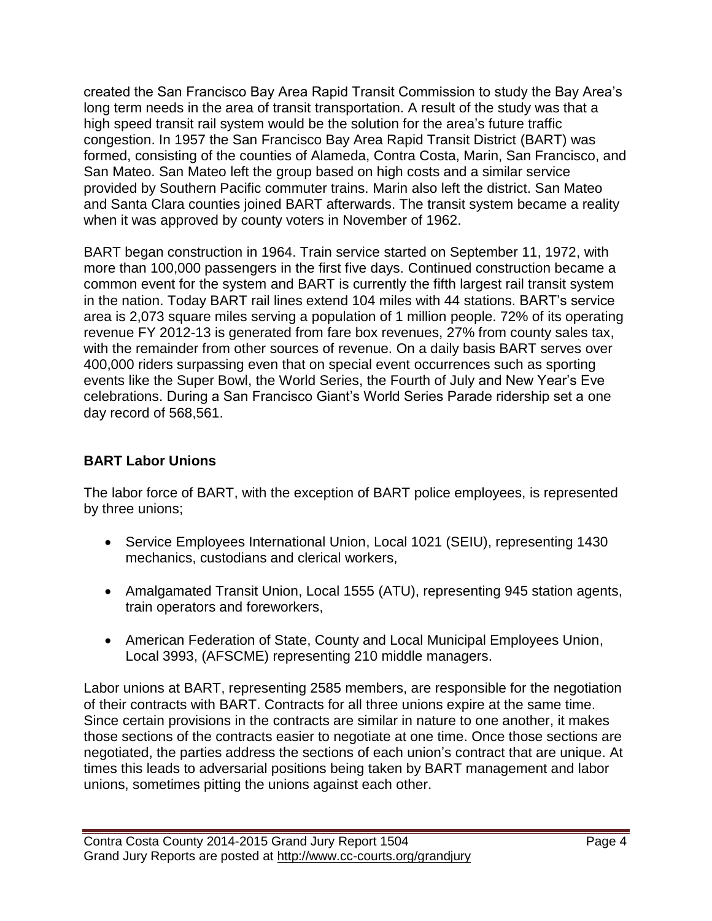created the San Francisco Bay Area Rapid Transit Commission to study the Bay Area's long term needs in the area of transit transportation. A result of the study was that a high speed transit rail system would be the solution for the area's future traffic congestion. In 1957 the San Francisco Bay Area Rapid Transit District (BART) was formed, consisting of the counties of Alameda, Contra Costa, Marin, San Francisco, and San Mateo. San Mateo left the group based on high costs and a similar service provided by Southern Pacific commuter trains. Marin also left the district. San Mateo and Santa Clara counties joined BART afterwards. The transit system became a reality when it was approved by county voters in November of 1962.

BART began construction in 1964. Train service started on September 11, 1972, with more than 100,000 passengers in the first five days. Continued construction became a common event for the system and BART is currently the fifth largest rail transit system in the nation. Today BART rail lines extend 104 miles with 44 stations. BART's service area is 2,073 square miles serving a population of 1 million people. 72% of its operating revenue FY 2012-13 is generated from fare box revenues, 27% from county sales tax, with the remainder from other sources of revenue. On a daily basis BART serves over 400,000 riders surpassing even that on special event occurrences such as sporting events like the Super Bowl, the World Series, the Fourth of July and New Year's Eve celebrations. During a San Francisco Giant's World Series Parade ridership set a one day record of 568,561.

**BART Labor Unions**

The labor force of BART, with the exception of BART police employees, is represented by three unions;

- Service Employees International Union, Local 1021 (SEIU), representing 1430 mechanics, custodians and clerical workers,
- Amalgamated Transit Union, Local 1555 (ATU), representing 945 station agents, train operators and foreworkers,
- American Federation of State, County and Local Municipal Employees Union, Local 3993, (AFSCME) representing 210 middle managers.

Labor unions at BART, representing 2585 members, are responsible for the negotiation of their contracts with BART. Contracts for all three unions expire at the same time. Since certain provisions in the contracts are similar in nature to one another, it makes those sections of the contracts easier to negotiate at one time. Once those sections are negotiated, the parties address the sections of each union's contract that are unique. At times this leads to adversarial positions being taken by BART management and labor unions, sometimes pitting the unions against each other.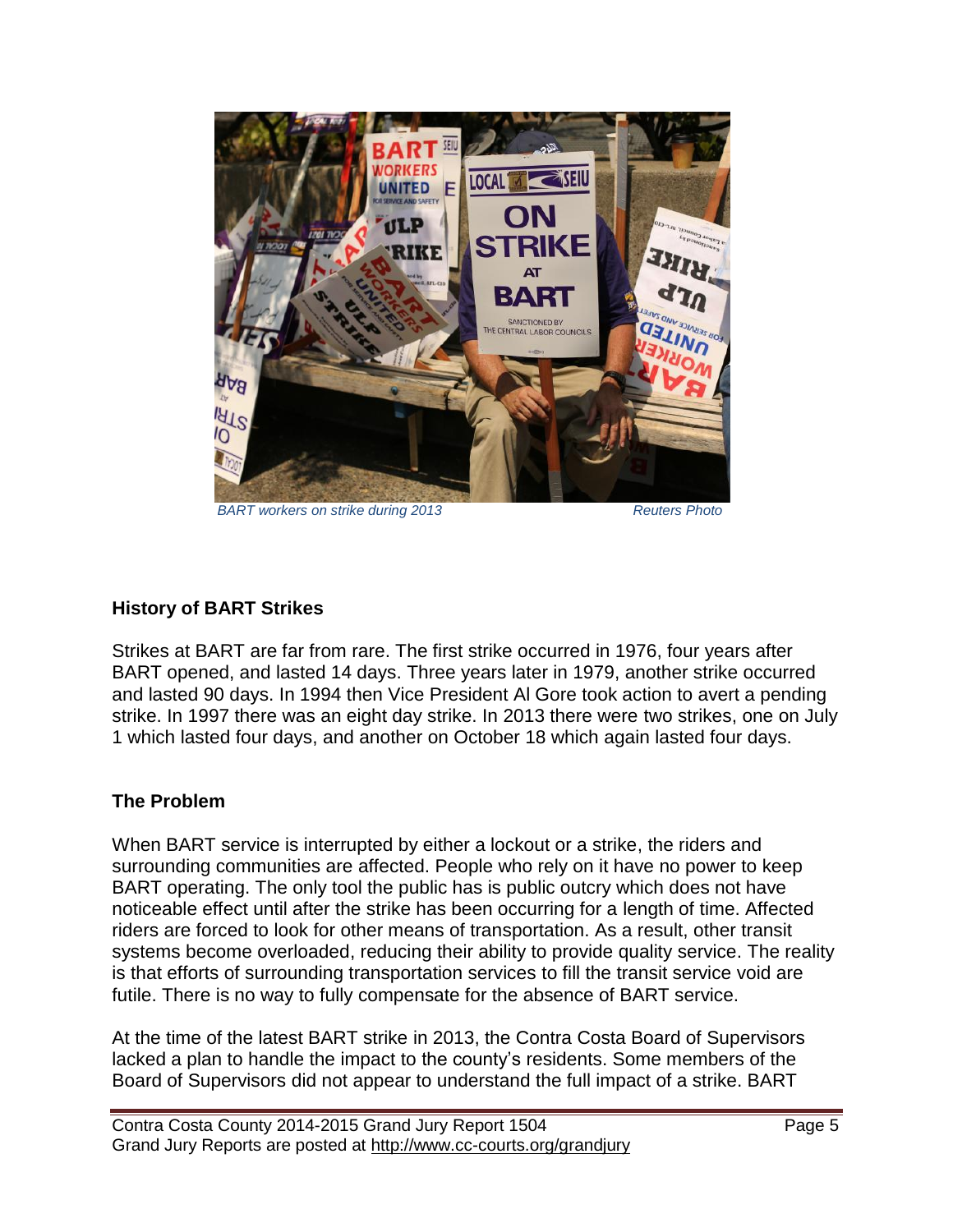BART workers on strike during 2013 Reuters Photo

## History of BART Strikes

Strikes at BART are far from rare. The first strike occurred in 1976, four years after BART opened, and lasted 14 days. Three years later in 1979, another strike occurred and lasted 90 days. In 1994 then Vice President Al Gore took action to avert a pending strike. In 1997 there was an eight day strike. In 2013 there were two strikes, one on July 1 which lasted four days, and another on October 18 which again lasted four days.

## The Problem

When BART service is interrupted by either a lockout or a strike, the riders and surrounding communities are affected. People who rely on it have no power to keep BART operating. The only tool the public has is public outcry which does not have noticeable effect until after the strike has been occurring for a length of time. Affected riders are forced to look for other means of transportation. As a result, other transit systems become overloaded, reducing their ability to provide quality service. The reality is that efforts of surrounding transportation services to fill the transit service void are futile. There is no way to fully compensate for the absence of BART service.

At the time of the latest BART strike in 2013, the Contra Costa Board of Supervisors lacked a plan to handle the impact to the county's residents. Some members of the Board of Supervisors did not appear to understand the full impact of a strike. BART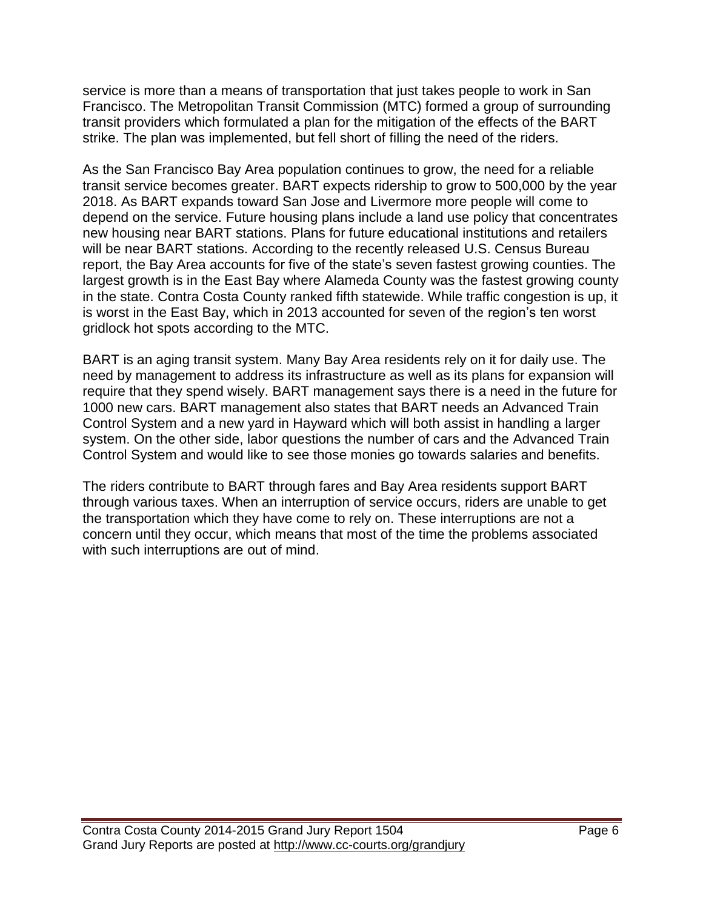service is more than a means of transportation that just takes people to work in San Francisco. The Metropolitan Transit Commission (MTC) formed a group of surrounding transit providers which formulated a plan for the mitigation of the effects of the BART strike. The plan was implemented, but fell short of filling the need of the riders.

As the San Francisco Bay Area population continues to grow, the need for a reliable transit service becomes greater. BART expects ridership to grow to 500,000 by the year 2018. As BART expands toward San Jose and Livermore more people will come to depend on the service. Future housing plans include a land use policy that concentrates new housing near BART stations. Plans for future educational institutions and retailers will be near BART stations. According to the recently released U.S. Census Bureau report, the Bay Area accounts for five of the state's seven fastest growing counties. The largest growth is in the East Bay where Alameda County was the fastest growing county in the state. Contra Costa County ranked fifth statewide. While traffic congestion is up, it is worst in the East Bay, which in 2013 accounted for seven of the region's ten worst gridlock hot spots according to the MTC.

BART is an aging transit system. Many Bay Area residents rely on it for daily use. The need by management to address its infrastructure as well as its plans for expansion will require that they spend wisely. BART management says there is a need in the future for 1000 new cars. BART management also states that BART needs an Advanced Train Control System and a new yard in Hayward which will both assist in handling a larger system. On the other side, labor questions the number of cars and the Advanced Train Control System and would like to see those monies go towards salaries and benefits.

The riders contribute to BART through fares and Bay Area residents support BART through various taxes. When an interruption of service occurs, riders are unable to get the transportation which they have come to rely on. These interruptions are not a concern until they occur, which means that most of the time the problems associated with such interruptions are out of mind.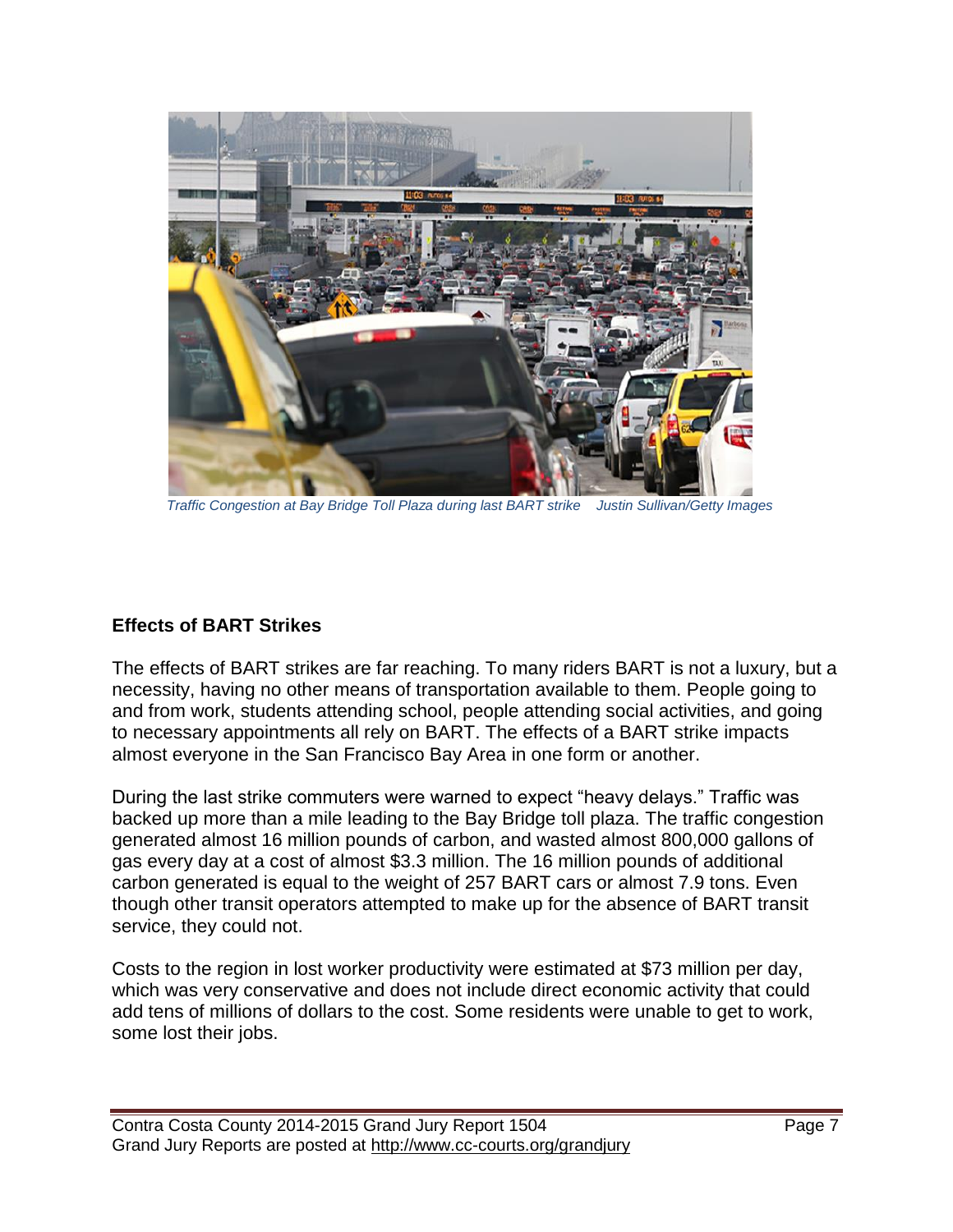*Traffic Congestion at Bay Bridge Toll Plaza during last BART strike    Justin Sullivan/Getty Images*

## Effects of BART Strikes

The effects of BART strikes are far reaching. To many riders BART is not a luxury, but a necessity, having no other means of transportation available to them. People going to and from work, students attending school, people attending social activities, and going to necessary appointments all rely on BART. The effects of a BART strike impacts almost everyone in the San Francisco Bay Area in one form or another.

During the last strike commuters were warned to expect "heavy delays." Traffic was backed up more than a mile leading to the Bay Bridge toll plaza. The traffic congestion generated almost 16 million pounds of carbon, and wasted almost 800,000 gallons of gas every day at a cost of almost $3.3 million. The 16 million pounds of additional carbon generated is equal to the weight of 257 BART cars or almost 7.9 tons. Even though other transit operators attempted to make up for the absence of BART transit service, they could not.

Costs to the region in lost worker productivity were estimated at $73 million per day, which was very conservative and does not include direct economic activity that could add tens of millions of dollars to the cost. Some residents were unable to get to work, some lost their jobs.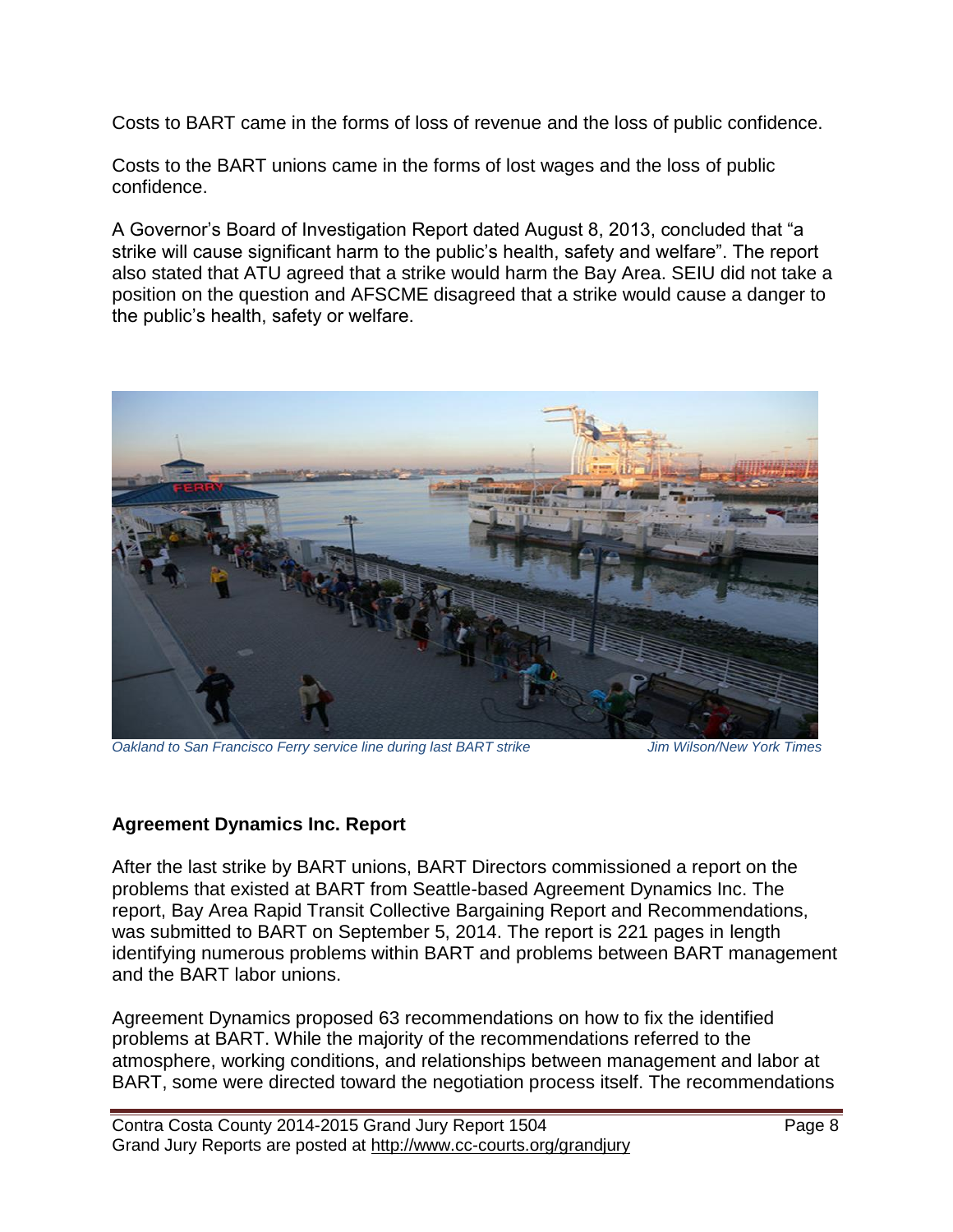Costs to BART came in the forms of loss of revenue and the loss of public confidence.

Costs to the BART unions came in the forms of lost wages and the loss of public confidence.

A Governor's Board of Investigation Report dated August 8, 2013, concluded that "a strike will cause significant harm to the public's health, safety and welfare". The report also stated that ATU agreed that a strike would harm the Bay Area. SEIU did not take a position on the question and AFSCME disagreed that a strike would cause a danger to the public's health, safety or welfare.

*Oakland to San Francisco Ferry service line during last BART strike* *Jim Wilson/New York Times*

## Agreement Dynamics Inc. Report

After the last strike by BART unions, BART Directors commissioned a report on the problems that existed at BART from Seattle-based Agreement Dynamics Inc. The report, Bay Area Rapid Transit Collective Bargaining Report and Recommendations, was submitted to BART on September 5, 2014. The report is 221 pages in length identifying numerous problems within BART and problems between BART management and the BART labor unions.

Agreement Dynamics proposed 63 recommendations on how to fix the identified problems at BART. While the majority of the recommendations referred to the atmosphere, working conditions, and relationships between management and labor at BART, some were directed toward the negotiation process itself. The recommendations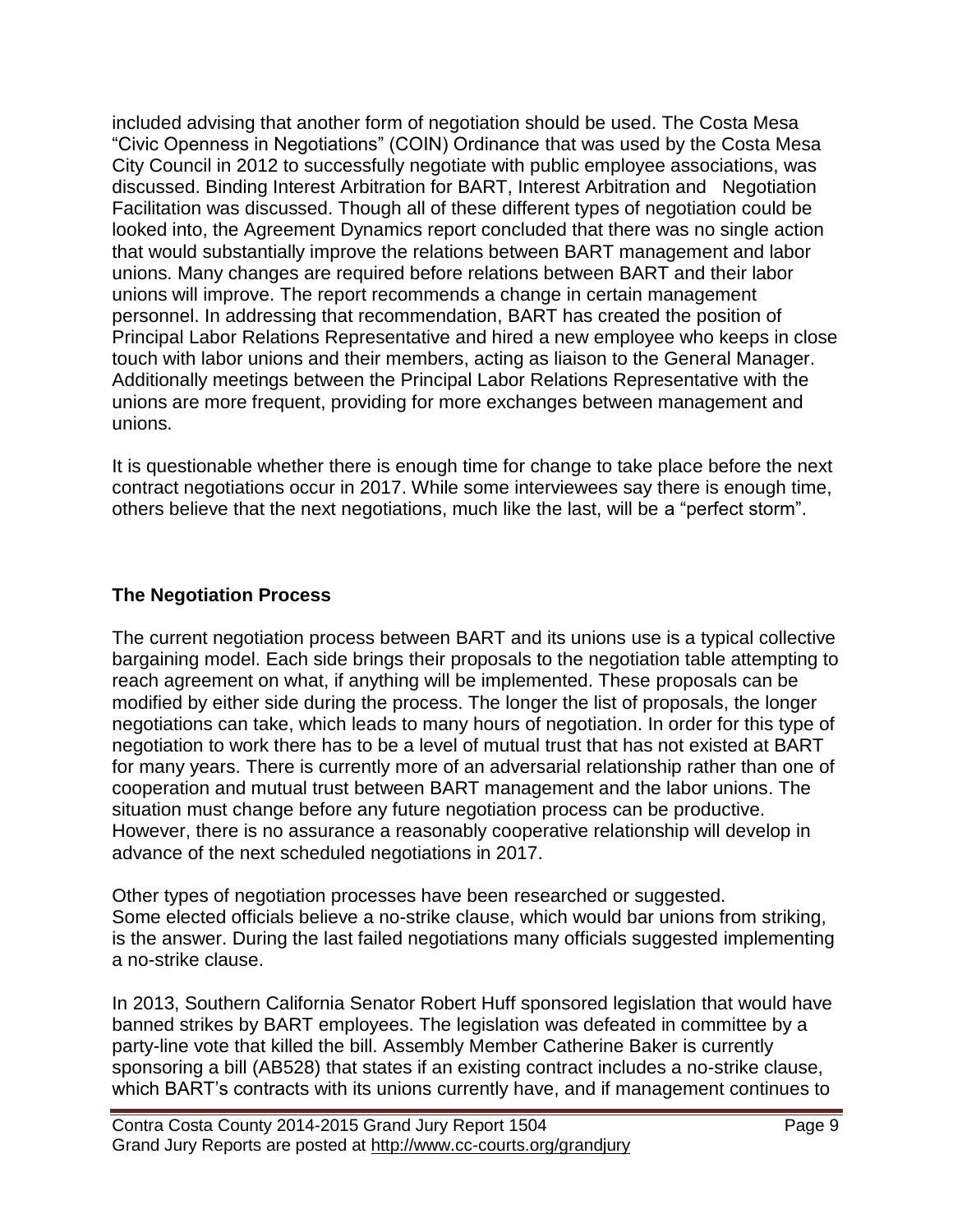included advising that another form of negotiation should be used. The Costa Mesa "Civic Openness in Negotiations" (COIN) Ordinance that was used by the Costa Mesa City Council in 2012 to successfully negotiate with public employee associations, was discussed. Binding Interest Arbitration for BART, Interest Arbitration and Negotiation Facilitation was discussed. Though all of these different types of negotiation could be looked into, the Agreement Dynamics report concluded that there was no single action that would substantially improve the relations between BART management and labor unions. Many changes are required before relations between BART and their labor unions will improve. The report recommends a change in certain management personnel. In addressing that recommendation, BART has created the position of Principal Labor Relations Representative and hired a new employee who keeps in close touch with labor unions and their members, acting as liaison to the General Manager. Additionally meetings between the Principal Labor Relations Representative with the unions are more frequent, providing for more exchanges between management and unions.

It is questionable whether there is enough time for change to take place before the next contract negotiations occur in 2017. While some interviewees say there is enough time, others believe that the next negotiations, much like the last, will be a "perfect storm".

## The Negotiation Process

The current negotiation process between BART and its unions use is a typical collective bargaining model. Each side brings their proposals to the negotiation table attempting to reach agreement on what, if anything will be implemented. These proposals can be modified by either side during the process. The longer the list of proposals, the longer negotiations can take, which leads to many hours of negotiation. In order for this type of negotiation to work there has to be a level of mutual trust that has not existed at BART for many years. There is currently more of an adversarial relationship rather than one of cooperation and mutual trust between BART management and the labor unions. The situation must change before any future negotiation process can be productive. However, there is no assurance a reasonably cooperative relationship will develop in advance of the next scheduled negotiations in 2017.

Other types of negotiation processes have been researched or suggested. Some elected officials believe a no-strike clause, which would bar unions from striking, is the answer. During the last failed negotiations many officials suggested implementing a no-strike clause.

In 2013, Southern California Senator Robert Huff sponsored legislation that would have banned strikes by BART employees. The legislation was defeated in committee by a party-line vote that killed the bill. Assembly Member Catherine Baker is currently sponsoring a bill (AB528) that states if an existing contract includes a no-strike clause, which BART's contracts with its unions currently have, and if management continues to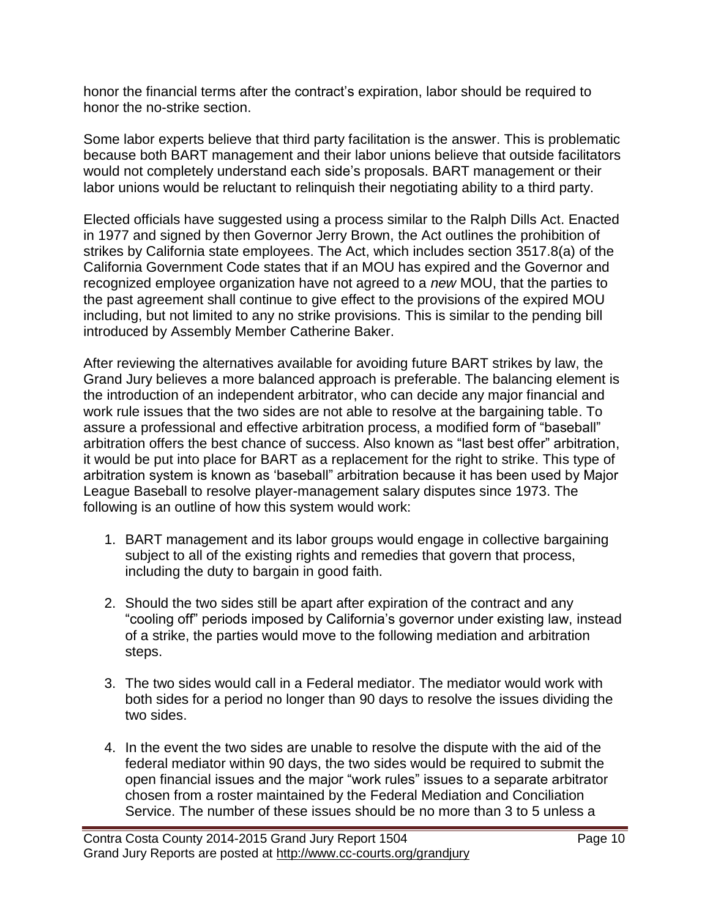honor the financial terms after the contract's expiration, labor should be required to honor the no-strike section.

Some labor experts believe that third party facilitation is the answer. This is problematic because both BART management and their labor unions believe that outside facilitators would not completely understand each side's proposals. BART management or their labor unions would be reluctant to relinquish their negotiating ability to a third party.

Elected officials have suggested using a process similar to the Ralph Dills Act. Enacted in 1977 and signed by then Governor Jerry Brown, the Act outlines the prohibition of strikes by California state employees. The Act, which includes section 3517.8(a) of the California Government Code states that if an MOU has expired and the Governor and recognized employee organization have not agreed to a *new* MOU, that the parties to the past agreement shall continue to give effect to the provisions of the expired MOU including, but not limited to any no strike provisions. This is similar to the pending bill introduced by Assembly Member Catherine Baker.

After reviewing the alternatives available for avoiding future BART strikes by law, the Grand Jury believes a more balanced approach is preferable. The balancing element is the introduction of an independent arbitrator, who can decide any major financial and work rule issues that the two sides are not able to resolve at the bargaining table. To assure a professional and effective arbitration process, a modified form of "baseball" arbitration offers the best chance of success. Also known as "last best offer" arbitration, it would be put into place for BART as a replacement for the right to strike. This type of arbitration system is known as 'baseball" arbitration because it has been used by Major League Baseball to resolve player-management salary disputes since 1973. The following is an outline of how this system would work:

1. BART management and its labor groups would engage in collective bargaining subject to all of the existing rights and remedies that govern that process, including the duty to bargain in good faith.

2. Should the two sides still be apart after expiration of the contract and any "cooling off" periods imposed by California's governor under existing law, instead of a strike, the parties would move to the following mediation and arbitration steps.

3. The two sides would call in a Federal mediator. The mediator would work with both sides for a period no longer than 90 days to resolve the issues dividing the two sides.

4. In the event the two sides are unable to resolve the dispute with the aid of the federal mediator within 90 days, the two sides would be required to submit the open financial issues and the major "work rules" issues to a separate arbitrator chosen from a roster maintained by the Federal Mediation and Conciliation Service. The number of these issues should be no more than 3 to 5 unless a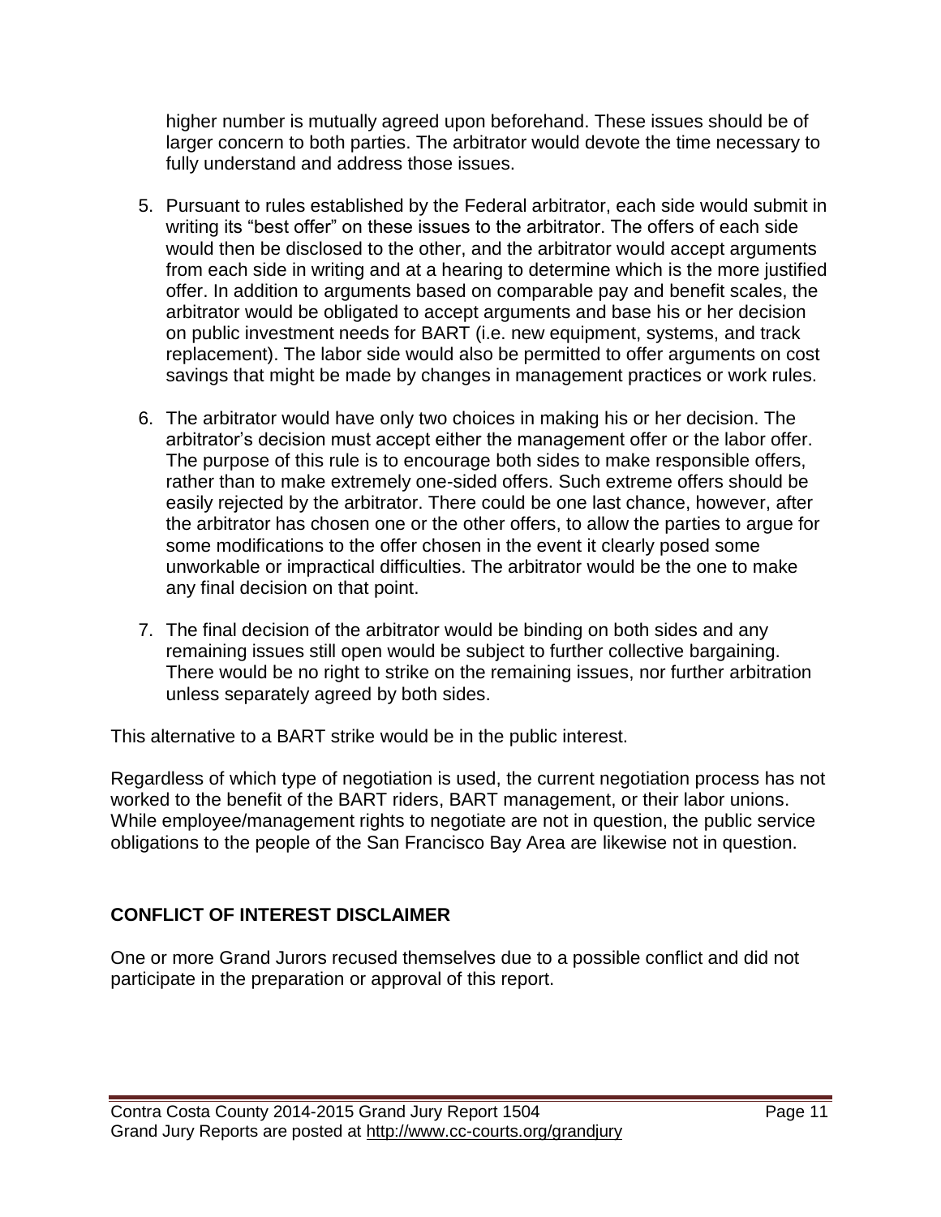higher number is mutually agreed upon beforehand. These issues should be of larger concern to both parties. The arbitrator would devote the time necessary to fully understand and address those issues.

5. Pursuant to rules established by the Federal arbitrator, each side would submit in writing its "best offer" on these issues to the arbitrator. The offers of each side would then be disclosed to the other, and the arbitrator would accept arguments from each side in writing and at a hearing to determine which is the more justified offer. In addition to arguments based on comparable pay and benefit scales, the arbitrator would be obligated to accept arguments and base his or her decision on public investment needs for BART (i.e. new equipment, systems, and track replacement). The labor side would also be permitted to offer arguments on cost savings that might be made by changes in management practices or work rules.

6. The arbitrator would have only two choices in making his or her decision. The arbitrator's decision must accept either the management offer or the labor offer. The purpose of this rule is to encourage both sides to make responsible offers, rather than to make extremely one-sided offers. Such extreme offers should be easily rejected by the arbitrator. There could be one last chance, however, after the arbitrator has chosen one or the other offers, to allow the parties to argue for some modifications to the offer chosen in the event it clearly posed some unworkable or impractical difficulties. The arbitrator would be the one to make any final decision on that point.

7. The final decision of the arbitrator would be binding on both sides and any remaining issues still open would be subject to further collective bargaining. There would be no right to strike on the remaining issues, nor further arbitration unless separately agreed by both sides.

This alternative to a BART strike would be in the public interest.

Regardless of which type of negotiation is used, the current negotiation process has not worked to the benefit of the BART riders, BART management, or their labor unions. While employee/management rights to negotiate are not in question, the public service obligations to the people of the San Francisco Bay Area are likewise not in question.

## CONFLICT OF INTEREST DISCLAIMER

One or more Grand Jurors recused themselves due to a possible conflict and did not participate in the preparation or approval of this report.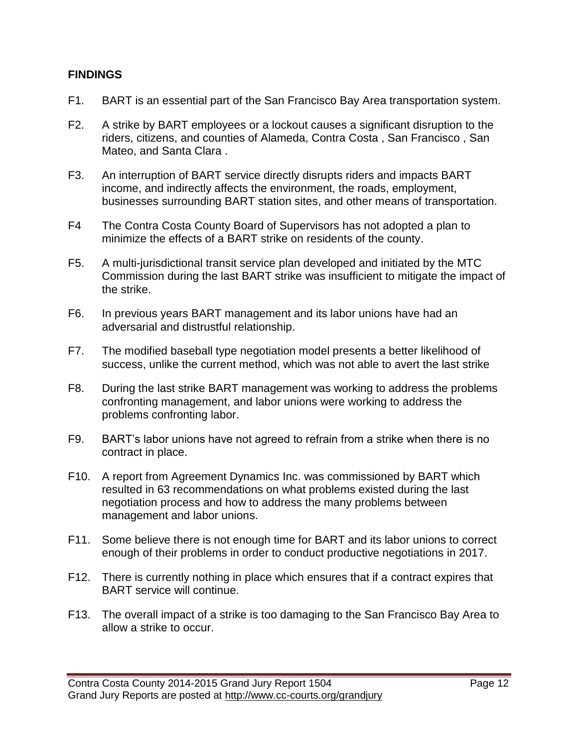## FINDINGS

F1. BART is an essential part of the San Francisco Bay Area transportation system.

F2. A strike by BART employees or a lockout causes a significant disruption to the riders, citizens, and counties of Alameda, Contra Costa , San Francisco , San Mateo, and Santa Clara .

F3. An interruption of BART service directly disrupts riders and impacts BART income, and indirectly affects the environment, the roads, employment, businesses surrounding BART station sites, and other means of transportation.

F4 The Contra Costa County Board of Supervisors has not adopted a plan to minimize the effects of a BART strike on residents of the county.

F5. A multi-jurisdictional transit service plan developed and initiated by the MTC Commission during the last BART strike was insufficient to mitigate the impact of the strike.

F6. In previous years BART management and its labor unions have had an adversarial and distrustful relationship.

F7. The modified baseball type negotiation model presents a better likelihood of success, unlike the current method, which was not able to avert the last strike

F8. During the last strike BART management was working to address the problems confronting management, and labor unions were working to address the problems confronting labor.

F9. BART's labor unions have not agreed to refrain from a strike when there is no contract in place.

F10. A report from Agreement Dynamics Inc. was commissioned by BART which resulted in 63 recommendations on what problems existed during the last negotiation process and how to address the many problems between management and labor unions.

F11. Some believe there is not enough time for BART and its labor unions to correct enough of their problems in order to conduct productive negotiations in 2017.

F12. There is currently nothing in place which ensures that if a contract expires that BART service will continue.

F13. The overall impact of a strike is too damaging to the San Francisco Bay Area to allow a strike to occur.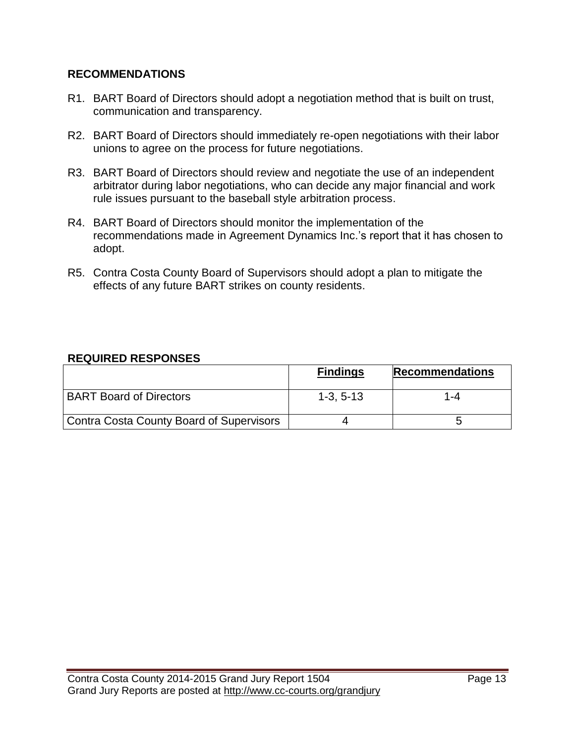## RECOMMENDATIONS

R1. BART Board of Directors should adopt a negotiation method that is built on trust, communication and transparency.

R2. BART Board of Directors should immediately re-open negotiations with their labor unions to agree on the process for future negotiations.

R3. BART Board of Directors should review and negotiate the use of an independent arbitrator during labor negotiations, who can decide any major financial and work rule issues pursuant to the baseball style arbitration process.

R4. BART Board of Directors should monitor the implementation of the recommendations made in Agreement Dynamics Inc.'s report that it has chosen to adopt.

R5. Contra Costa County Board of Supervisors should adopt a plan to mitigate the effects of any future BART strikes on county residents.

## REQUIRED RESPONSES

| | **Findings** | **Recommendations** |
|---|---|---|
| BART Board of Directors | 1-3, 5-13 | 1-4 |
| Contra Costa County Board of Supervisors | 4 | 5 |